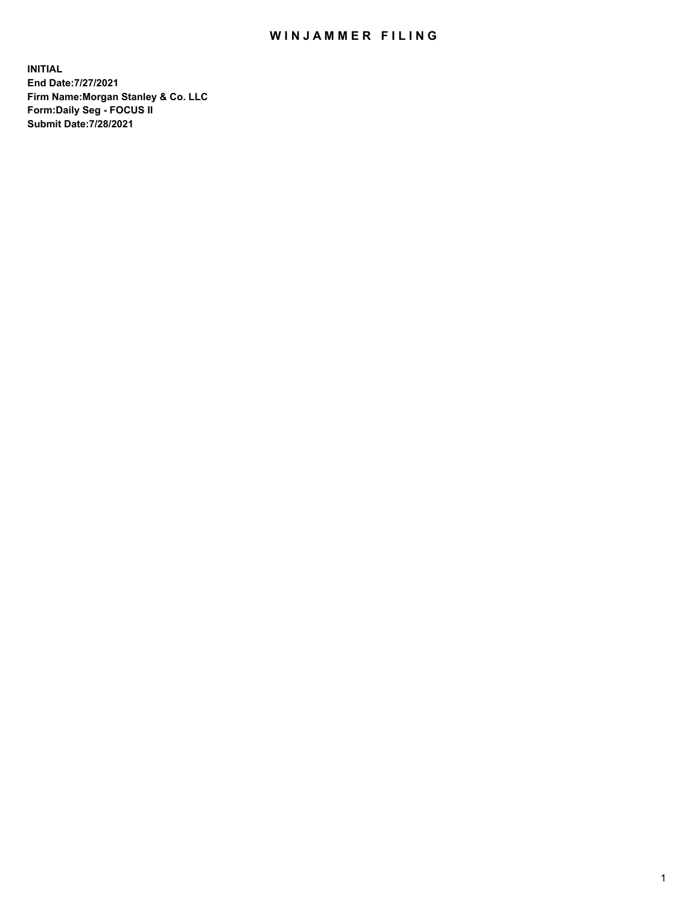# WINJAMMER FILING

**INITIAL**
**End Date:7/27/2021**
**Firm Name:Morgan Stanley & Co. LLC**
**Form:Daily Seg - FOCUS II**
**Submit Date:7/28/2021**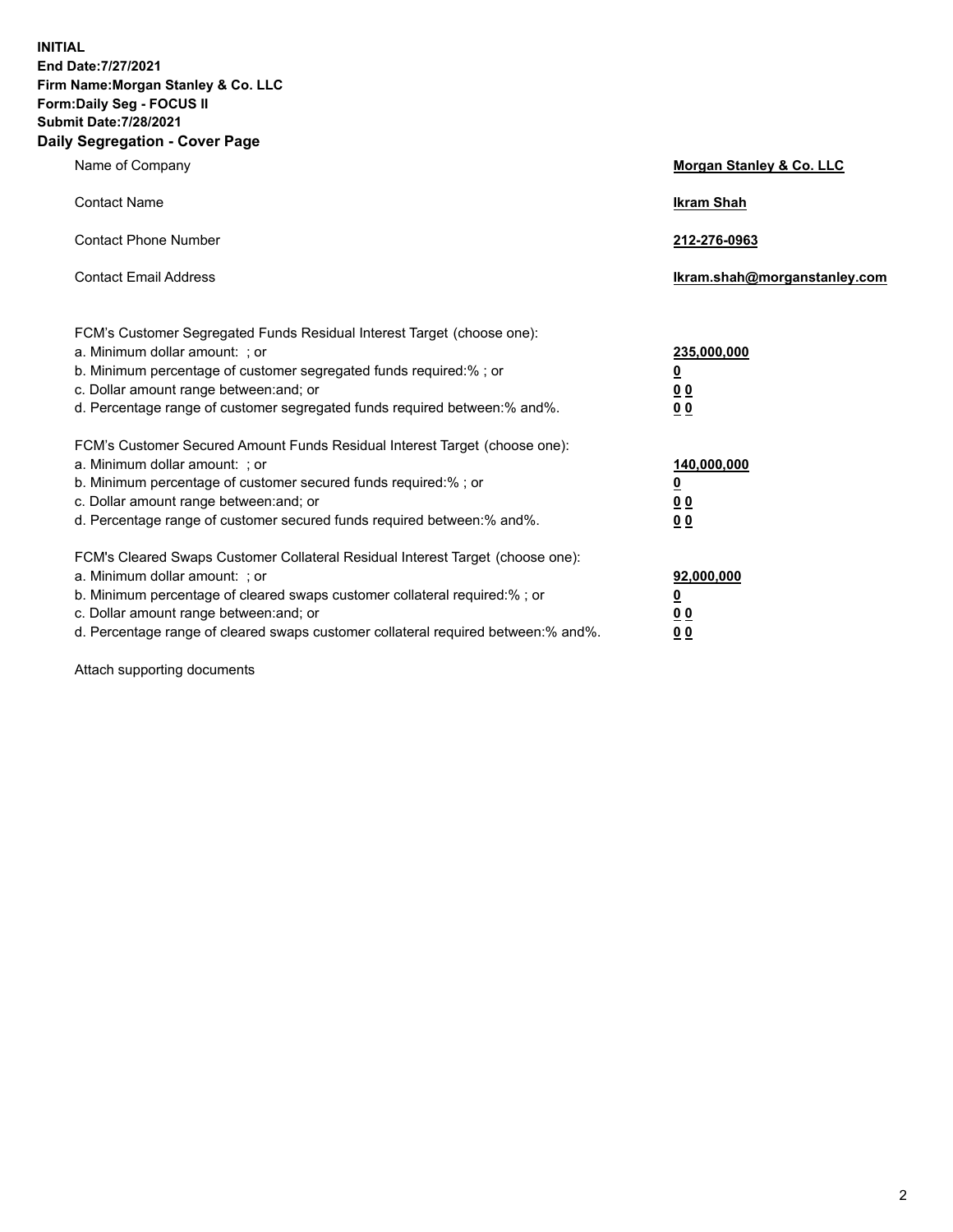**INITIAL**
**End Date:7/27/2021**
**Firm Name:Morgan Stanley & Co. LLC**
**Form:Daily Seg - FOCUS II**
**Submit Date:7/28/2021**
**Daily Segregation - Cover Page**

| | |
|---|---|
| Name of Company | **Morgan Stanley & Co. LLC** |
| Contact Name | **Ikram Shah** |
| Contact Phone Number | **212-276-0963** |
| Contact Email Address | **Ikram.shah@morganstanley.com** |

FCM's Customer Segregated Funds Residual Interest Target (choose one):

| | |
|---|---|
| a. Minimum dollar amount: ; or | **235,000,000** |
| b. Minimum percentage of customer segregated funds required:% ; or | **0** |
| c. Dollar amount range between:and; or | **0 0** |
| d. Percentage range of customer segregated funds required between:% and%. | **0 0** |

FCM's Customer Secured Amount Funds Residual Interest Target (choose one):

| | |
|---|---|
| a. Minimum dollar amount: ; or | **140,000,000** |
| b. Minimum percentage of customer secured funds required:% ; or | **0** |
| c. Dollar amount range between:and; or | **0 0** |
| d. Percentage range of customer secured funds required between:% and%. | **0 0** |

FCM's Cleared Swaps Customer Collateral Residual Interest Target (choose one):

| | |
|---|---|
| a. Minimum dollar amount: ; or | **92,000,000** |
| b. Minimum percentage of cleared swaps customer collateral required:% ; or | **0** |
| c. Dollar amount range between:and; or | **0 0** |
| d. Percentage range of cleared swaps customer collateral required between:% and%. | **0 0** |

Attach supporting documents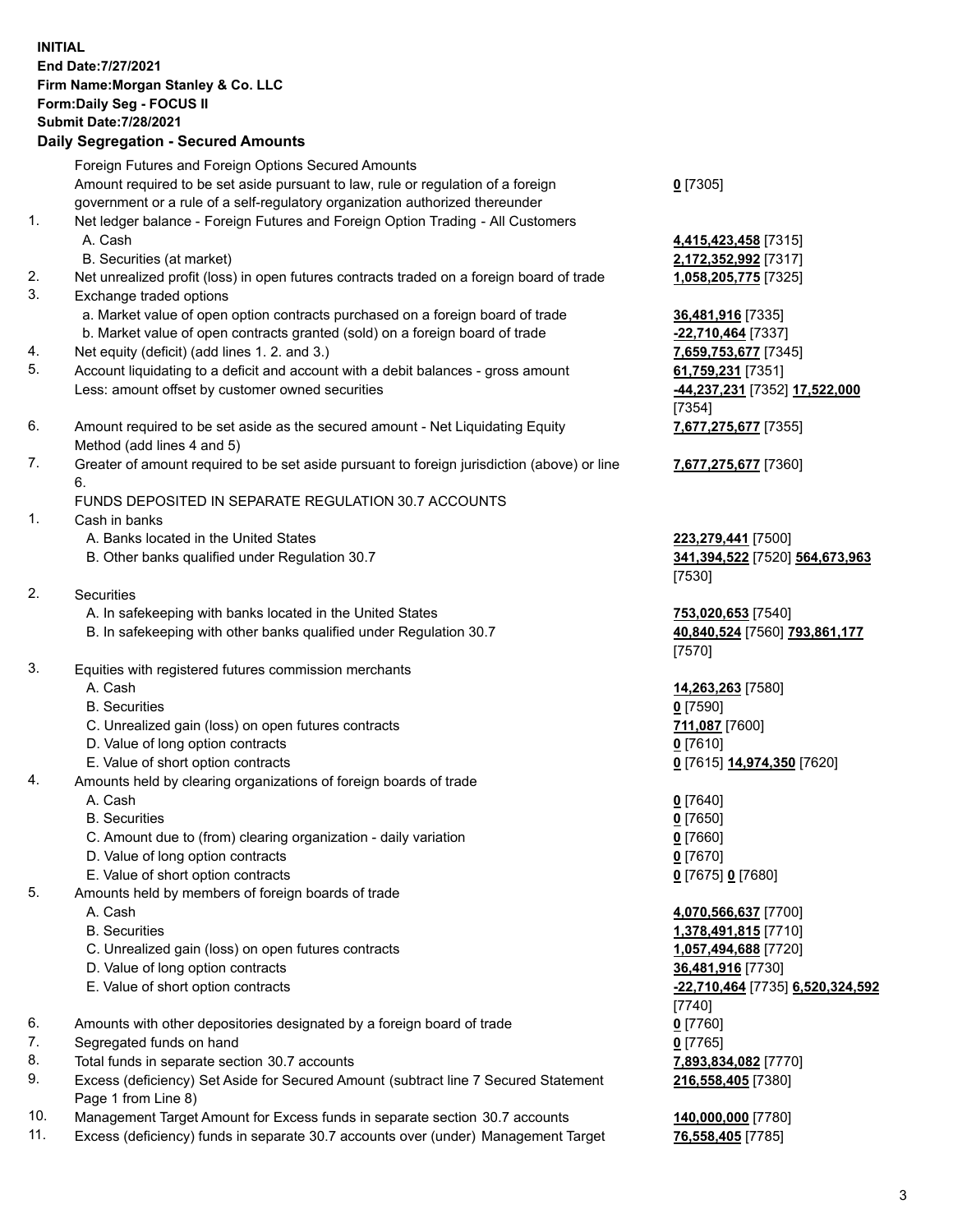**INITIAL**
**End Date:7/27/2021**
**Firm Name:Morgan Stanley & Co. LLC**
**Form:Daily Seg - FOCUS II**
**Submit Date:7/28/2021**

### Daily Segregation - Secured Amounts

| | | |
|---|---|---|
| | Foreign Futures and Foreign Options Secured Amounts | |
| | Amount required to be set aside pursuant to law, rule or regulation of a foreign government or a rule of a self-regulatory organization authorized thereunder | **0** [7305] |
| 1. | Net ledger balance - Foreign Futures and Foreign Option Trading - All Customers | |
| | A. Cash | **4,415,423,458** [7315] |
| | B. Securities (at market) | **2,172,352,992** [7317] |
| 2. | Net unrealized profit (loss) in open futures contracts traded on a foreign board of trade | **1,058,205,775** [7325] |
| 3. | Exchange traded options | |
| | a. Market value of open option contracts purchased on a foreign board of trade | **36,481,916** [7335] |
| | b. Market value of open contracts granted (sold) on a foreign board of trade | **-22,710,464** [7337] |
| 4. | Net equity (deficit) (add lines 1. 2. and 3.) | **7,659,753,677** [7345] |
| 5. | Account liquidating to a deficit and account with a debit balances - gross amount | **61,759,231** [7351] |
| | Less: amount offset by customer owned securities | **-44,237,231** [7352] **17,522,000** [7354] |
| 6. | Amount required to be set aside as the secured amount - Net Liquidating Equity Method (add lines 4 and 5) | **7,677,275,677** [7355] |
| 7. | Greater of amount required to be set aside pursuant to foreign jurisdiction (above) or line 6. | **7,677,275,677** [7360] |
| | FUNDS DEPOSITED IN SEPARATE REGULATION 30.7 ACCOUNTS | |
| 1. | Cash in banks | |
| | A. Banks located in the United States | **223,279,441** [7500] |
| | B. Other banks qualified under Regulation 30.7 | **341,394,522** [7520] **564,673,963** [7530] |
| 2. | Securities | |
| | A. In safekeeping with banks located in the United States | **753,020,653** [7540] |
| | B. In safekeeping with other banks qualified under Regulation 30.7 | **40,840,524** [7560] **793,861,177** [7570] |
| 3. | Equities with registered futures commission merchants | |
| | A. Cash | **14,263,263** [7580] |
| | B. Securities | **0** [7590] |
| | C. Unrealized gain (loss) on open futures contracts | **711,087** [7600] |
| | D. Value of long option contracts | **0** [7610] |
| | E. Value of short option contracts | **0** [7615] **14,974,350** [7620] |
| 4. | Amounts held by clearing organizations of foreign boards of trade | |
| | A. Cash | **0** [7640] |
| | B. Securities | **0** [7650] |
| | C. Amount due to (from) clearing organization - daily variation | **0** [7660] |
| | D. Value of long option contracts | **0** [7670] |
| | E. Value of short option contracts | **0** [7675] **0** [7680] |
| 5. | Amounts held by members of foreign boards of trade | |
| | A. Cash | **4,070,566,637** [7700] |
| | B. Securities | **1,378,491,815** [7710] |
| | C. Unrealized gain (loss) on open futures contracts | **1,057,494,688** [7720] |
| | D. Value of long option contracts | **36,481,916** [7730] |
| | E. Value of short option contracts | **-22,710,464** [7735] **6,520,324,592** [7740] |
| 6. | Amounts with other depositories designated by a foreign board of trade | **0** [7760] |
| 7. | Segregated funds on hand | **0** [7765] |
| 8. | Total funds in separate section 30.7 accounts | **7,893,834,082** [7770] |
| 9. | Excess (deficiency) Set Aside for Secured Amount (subtract line 7 Secured Statement Page 1 from Line 8) | **216,558,405** [7380] |
| 10. | Management Target Amount for Excess funds in separate section 30.7 accounts | **140,000,000** [7780] |
| 11. | Excess (deficiency) funds in separate 30.7 accounts over (under) Management Target | **76,558,405** [7785] |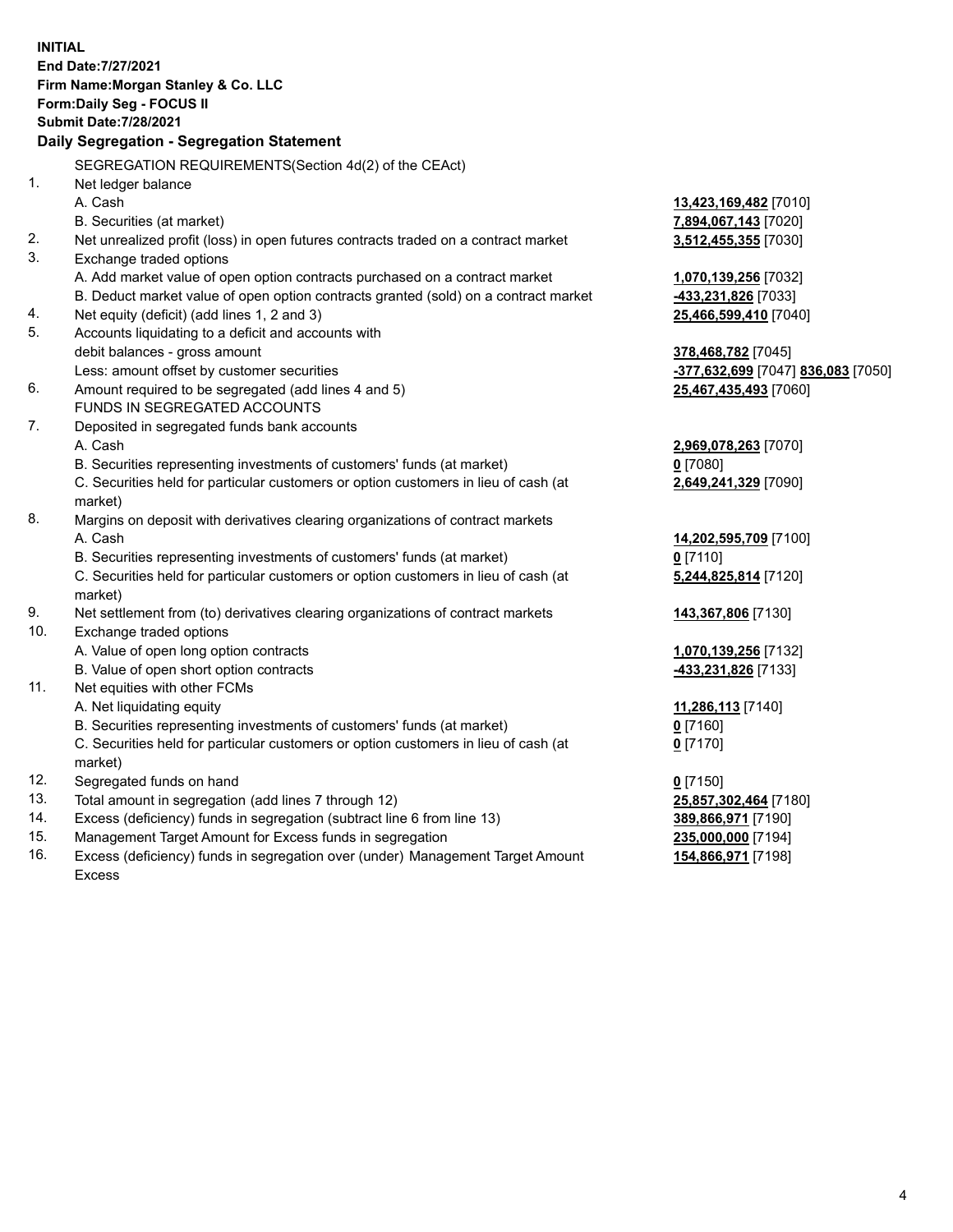**INITIAL**
**End Date:7/27/2021**
**Firm Name:Morgan Stanley & Co. LLC**
**Form:Daily Seg - FOCUS II**
**Submit Date:7/28/2021**

**Daily Segregation - Segregation Statement**

SEGREGATION REQUIREMENTS(Section 4d(2) of the CEAct)

| | | |
|---|---|---|
| 1. | Net ledger balance | |
| | A. Cash | **13,423,169,482** [7010] |
| | B. Securities (at market) | **7,894,067,143** [7020] |
| 2. | Net unrealized profit (loss) in open futures contracts traded on a contract market | **3,512,455,355** [7030] |
| 3. | Exchange traded options | |
| | A. Add market value of open option contracts purchased on a contract market | **1,070,139,256** [7032] |
| | B. Deduct market value of open option contracts granted (sold) on a contract market | **-433,231,826** [7033] |
| 4. | Net equity (deficit) (add lines 1, 2 and 3) | **25,466,599,410** [7040] |
| 5. | Accounts liquidating to a deficit and accounts with | |
| | debit balances - gross amount | **378,468,782** [7045] |
| | Less: amount offset by customer securities | **-377,632,699** [7047] **836,083** [7050] |
| 6. | Amount required to be segregated (add lines 4 and 5) | **25,467,435,493** [7060] |
| | FUNDS IN SEGREGATED ACCOUNTS | |
| 7. | Deposited in segregated funds bank accounts | |
| | A. Cash | **2,969,078,263** [7070] |
| | B. Securities representing investments of customers' funds (at market) | **0** [7080] |
| | C. Securities held for particular customers or option customers in lieu of cash (at market) | **2,649,241,329** [7090] |
| 8. | Margins on deposit with derivatives clearing organizations of contract markets | |
| | A. Cash | **14,202,595,709** [7100] |
| | B. Securities representing investments of customers' funds (at market) | **0** [7110] |
| | C. Securities held for particular customers or option customers in lieu of cash (at market) | **5,244,825,814** [7120] |
| 9. | Net settlement from (to) derivatives clearing organizations of contract markets | **143,367,806** [7130] |
| 10. | Exchange traded options | |
| | A. Value of open long option contracts | **1,070,139,256** [7132] |
| | B. Value of open short option contracts | **-433,231,826** [7133] |
| 11. | Net equities with other FCMs | |
| | A. Net liquidating equity | **11,286,113** [7140] |
| | B. Securities representing investments of customers' funds (at market) | **0** [7160] |
| | C. Securities held for particular customers or option customers in lieu of cash (at market) | **0** [7170] |
| 12. | Segregated funds on hand | **0** [7150] |
| 13. | Total amount in segregation (add lines 7 through 12) | **25,857,302,464** [7180] |
| 14. | Excess (deficiency) funds in segregation (subtract line 6 from line 13) | **389,866,971** [7190] |
| 15. | Management Target Amount for Excess funds in segregation | **235,000,000** [7194] |
| 16. | Excess (deficiency) funds in segregation over (under) Management Target Amount Excess | **154,866,971** [7198] |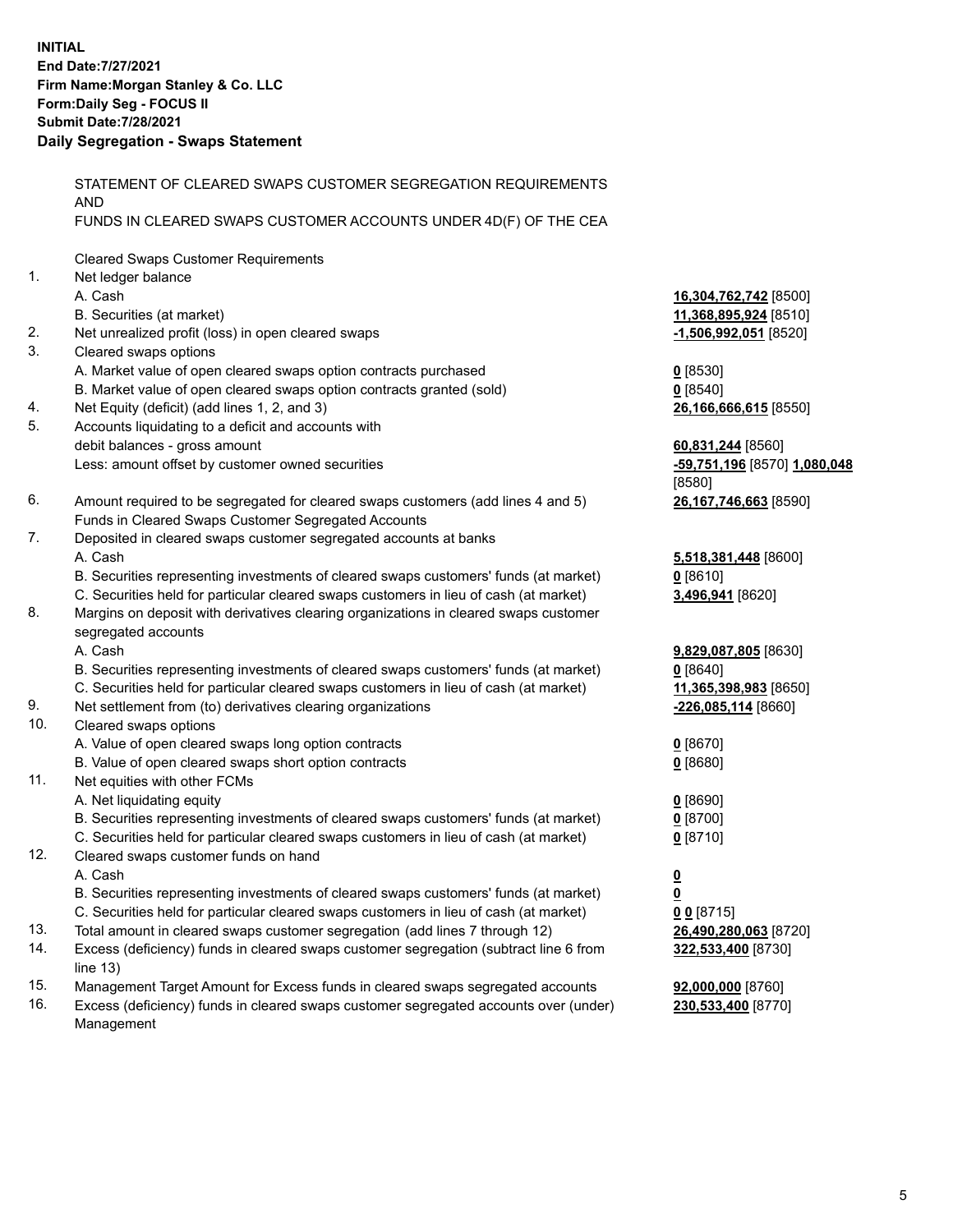**INITIAL**
**End Date:7/27/2021**
**Firm Name:Morgan Stanley & Co. LLC**
**Form:Daily Seg - FOCUS II**
**Submit Date:7/28/2021**
**Daily Segregation - Swaps Statement**

STATEMENT OF CLEARED SWAPS CUSTOMER SEGREGATION REQUIREMENTS AND
FUNDS IN CLEARED SWAPS CUSTOMER ACCOUNTS UNDER 4D(F) OF THE CEA

| | | |
|---|---|---|
| | Cleared Swaps Customer Requirements | |
| 1. | Net ledger balance | |
| | A. Cash | **16,304,762,742** [8500] |
| | B. Securities (at market) | **11,368,895,924** [8510] |
| 2. | Net unrealized profit (loss) in open cleared swaps | **-1,506,992,051** [8520] |
| 3. | Cleared swaps options | |
| | A. Market value of open cleared swaps option contracts purchased | **0** [8530] |
| | B. Market value of open cleared swaps option contracts granted (sold) | **0** [8540] |
| 4. | Net Equity (deficit) (add lines 1, 2, and 3) | **26,166,666,615** [8550] |
| 5. | Accounts liquidating to a deficit and accounts with debit balances - gross amount | **60,831,244** [8560] |
| | Less: amount offset by customer owned securities | **-59,751,196** [8570] **1,080,048** [8580] |
| 6. | Amount required to be segregated for cleared swaps customers (add lines 4 and 5) | **26,167,746,663** [8590] |
| | Funds in Cleared Swaps Customer Segregated Accounts | |
| 7. | Deposited in cleared swaps customer segregated accounts at banks | |
| | A. Cash | **5,518,381,448** [8600] |
| | B. Securities representing investments of cleared swaps customers' funds (at market) | **0** [8610] |
| | C. Securities held for particular cleared swaps customers in lieu of cash (at market) | **3,496,941** [8620] |
| 8. | Margins on deposit with derivatives clearing organizations in cleared swaps customer segregated accounts | |
| | A. Cash | **9,829,087,805** [8630] |
| | B. Securities representing investments of cleared swaps customers' funds (at market) | **0** [8640] |
| | C. Securities held for particular cleared swaps customers in lieu of cash (at market) | **11,365,398,983** [8650] |
| 9. | Net settlement from (to) derivatives clearing organizations | **-226,085,114** [8660] |
| 10. | Cleared swaps options | |
| | A. Value of open cleared swaps long option contracts | **0** [8670] |
| | B. Value of open cleared swaps short option contracts | **0** [8680] |
| 11. | Net equities with other FCMs | |
| | A. Net liquidating equity | **0** [8690] |
| | B. Securities representing investments of cleared swaps customers' funds (at market) | **0** [8700] |
| | C. Securities held for particular cleared swaps customers in lieu of cash (at market) | **0** [8710] |
| 12. | Cleared swaps customer funds on hand | |
| | A. Cash | **0** |
| | B. Securities representing investments of cleared swaps customers' funds (at market) | **0** |
| | C. Securities held for particular cleared swaps customers in lieu of cash (at market) | **0** **0** [8715] |
| 13. | Total amount in cleared swaps customer segregation (add lines 7 through 12) | **26,490,280,063** [8720] |
| 14. | Excess (deficiency) funds in cleared swaps customer segregation (subtract line 6 from line 13) | **322,533,400** [8730] |
| 15. | Management Target Amount for Excess funds in cleared swaps segregated accounts | **92,000,000** [8760] |
| 16. | Excess (deficiency) funds in cleared swaps customer segregated accounts over (under) Management | **230,533,400** [8770] |